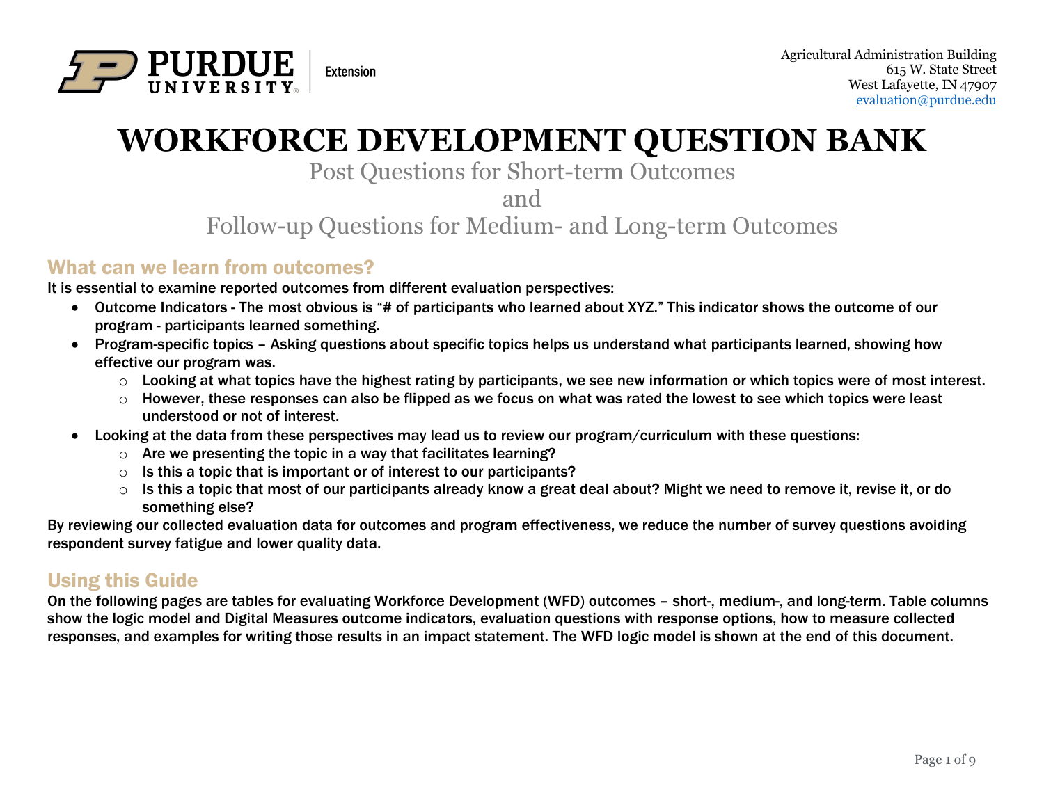Agricultural Administration Building
615 W. State Street
West Lafayette, IN 47907
evaluation@purdue.edu

# WORKFORCE DEVELOPMENT QUESTION BANK

Post Questions for Short-term Outcomes

and

Follow-up Questions for Medium- and Long-term Outcomes

## What can we learn from outcomes?

It is essential to examine reported outcomes from different evaluation perspectives:

- Outcome Indicators - The most obvious is "# of participants who learned about XYZ." This indicator shows the outcome of our program - participants learned something.
- Program-specific topics – Asking questions about specific topics helps us understand what participants learned, showing how effective our program was.
  - Looking at what topics have the highest rating by participants, we see new information or which topics were of most interest.
  - However, these responses can also be flipped as we focus on what was rated the lowest to see which topics were least understood or not of interest.
- Looking at the data from these perspectives may lead us to review our program/curriculum with these questions:
  - Are we presenting the topic in a way that facilitates learning?
  - Is this a topic that is important or of interest to our participants?
  - Is this a topic that most of our participants already know a great deal about? Might we need to remove it, revise it, or do something else?

By reviewing our collected evaluation data for outcomes and program effectiveness, we reduce the number of survey questions avoiding respondent survey fatigue and lower quality data.

## Using this Guide

On the following pages are tables for evaluating Workforce Development (WFD) outcomes – short-, medium-, and long-term. Table columns show the logic model and Digital Measures outcome indicators, evaluation questions with response options, how to measure collected responses, and examples for writing those results in an impact statement. The WFD logic model is shown at the end of this document.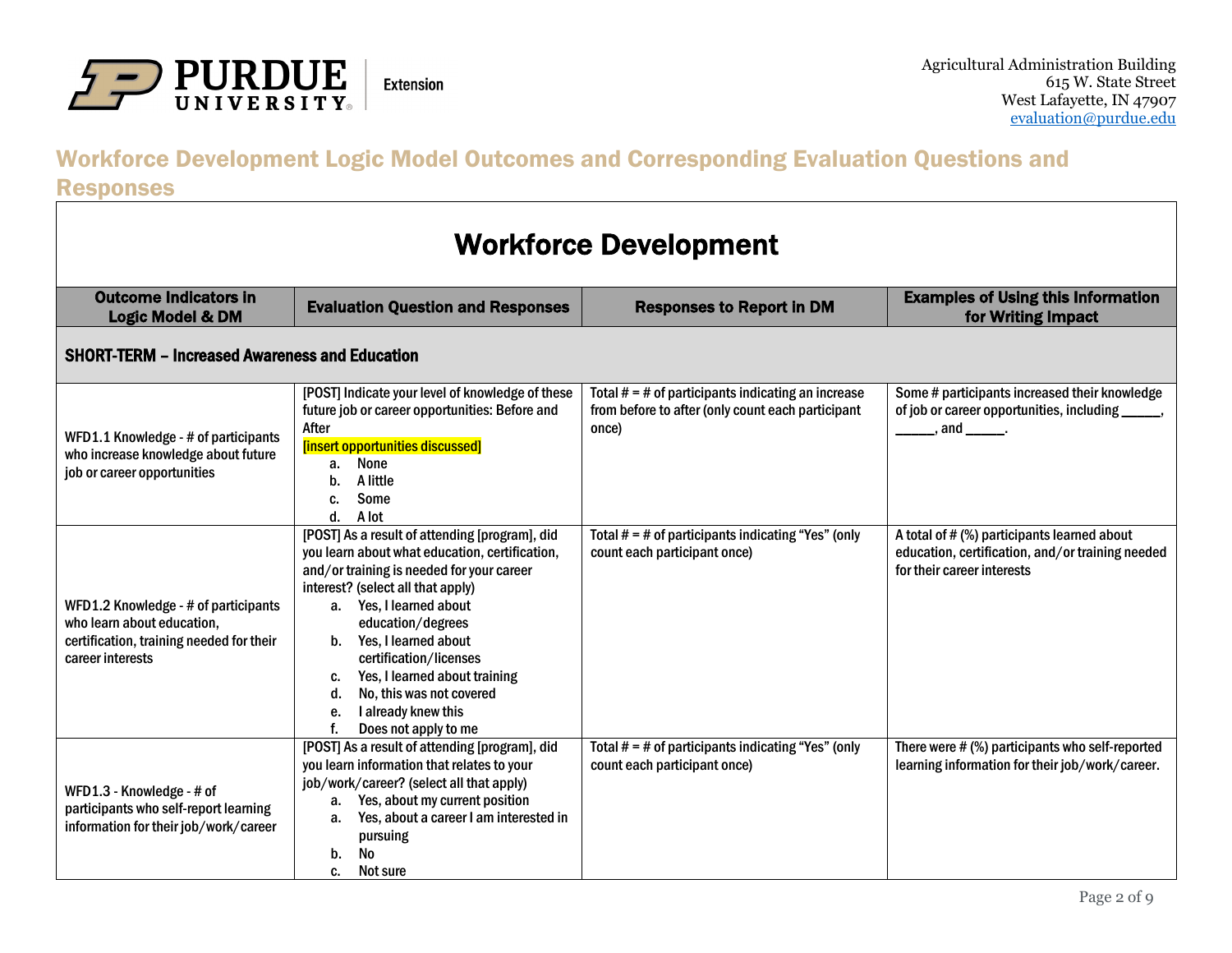Agricultural Administration Building
615 W. State Street
West Lafayette, IN 47907
evaluation@purdue.edu

# Workforce Development Logic Model Outcomes and Corresponding Evaluation Questions and Responses

## Workforce Development

| Outcome Indicators in Logic Model & DM | Evaluation Question and Responses | Responses to Report in DM | Examples of Using this Information for Writing Impact |
|---|---|---|---|
| **SHORT-TERM – Increased Awareness and Education** | | | |
| WFD1.1 Knowledge - # of participants who increase knowledge about future job or career opportunities | [POST] Indicate your level of knowledge of these future job or career opportunities: Before and After<br>[insert opportunities discussed]<br>a. None<br>b. A little<br>c. Some<br>d. A lot | Total # = # of participants indicating an increase from before to after (only count each participant once) | Some # participants increased their knowledge of job or career opportunities, including _____, _____, and _____. |
| WFD1.2 Knowledge - # of participants who learn about education, certification, training needed for their career interests | [POST] As a result of attending [program], did you learn about what education, certification, and/or training is needed for your career interest? (select all that apply)<br>a. Yes, I learned about education/degrees<br>b. Yes, I learned about certification/licenses<br>c. Yes, I learned about training<br>d. No, this was not covered<br>e. I already knew this<br>f. Does not apply to me | Total # = # of participants indicating "Yes" (only count each participant once) | A total of # (%) participants learned about education, certification, and/or training needed for their career interests |
| WFD1.3 - Knowledge - # of participants who self-report learning information for their job/work/career | [POST] As a result of attending [program], did you learn information that relates to your job/work/career? (select all that apply)<br>a. Yes, about my current position<br>a. Yes, about a career I am interested in pursuing<br>b. No<br>c. Not sure | Total # = # of participants indicating "Yes" (only count each participant once) | There were # (%) participants who self-reported learning information for their job/work/career. |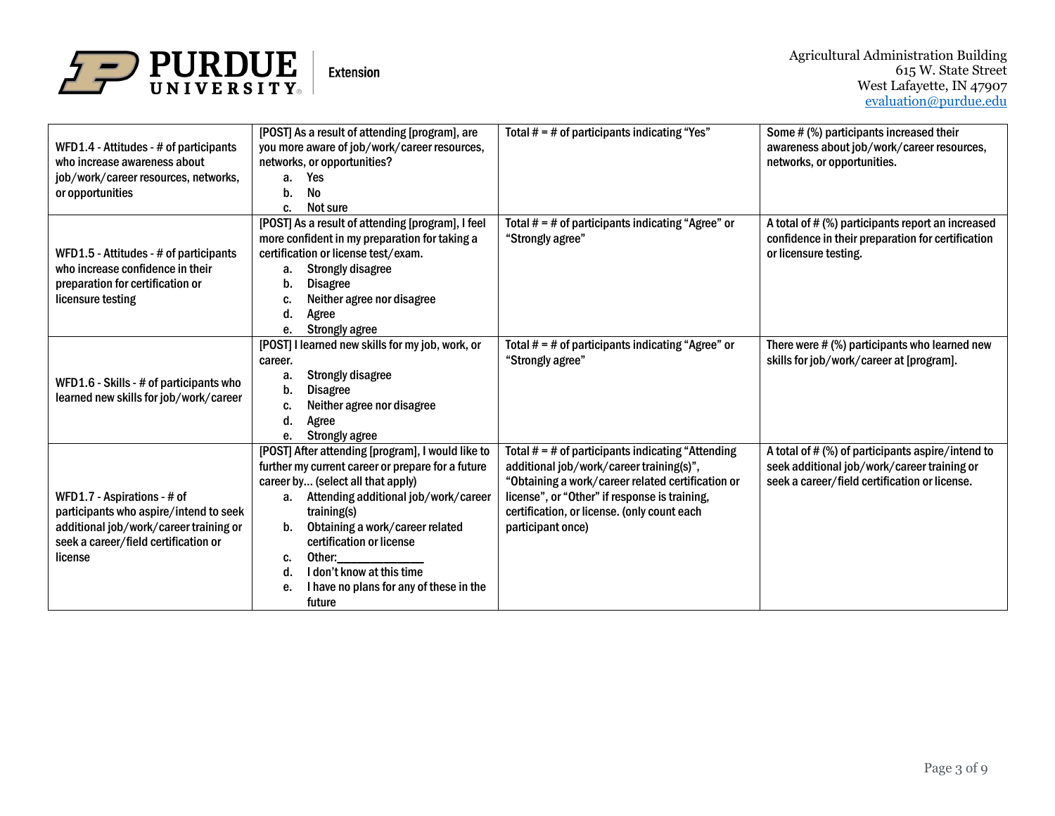| | | | |
|---|---|---|---|
| WFD1.4 - Attitudes - # of participants who increase awareness about job/work/career resources, networks, or opportunities | [POST] As a result of attending [program], are you more aware of job/work/career resources, networks, or opportunities?<br>a. Yes<br>b. No<br>c. Not sure | Total # = # of participants indicating "Yes" | Some # (%) participants increased their awareness about job/work/career resources, networks, or opportunities. |
| WFD1.5 - Attitudes - # of participants who increase confidence in their preparation for certification or licensure testing | [POST] As a result of attending [program], I feel more confident in my preparation for taking a certification or license test/exam.<br>a. Strongly disagree<br>b. Disagree<br>c. Neither agree nor disagree<br>d. Agree<br>e. Strongly agree | Total # = # of participants indicating "Agree" or "Strongly agree" | A total of # (%) participants report an increased confidence in their preparation for certification or licensure testing. |
| WFD1.6 - Skills - # of participants who learned new skills for job/work/career | [POST] I learned new skills for my job, work, or career.<br>a. Strongly disagree<br>b. Disagree<br>c. Neither agree nor disagree<br>d. Agree<br>e. Strongly agree | Total # = # of participants indicating "Agree" or "Strongly agree" | There were # (%) participants who learned new skills for job/work/career at [program]. |
| WFD1.7 - Aspirations - # of participants who aspire/intend to seek additional job/work/career training or seek a career/field certification or license | [POST] After attending [program], I would like to further my current career or prepare for a future career by... (select all that apply)<br>a. Attending additional job/work/career training(s)<br>b. Obtaining a work/career related certification or license<br>c. Other:____________<br>d. I don't know at this time<br>e. I have no plans for any of these in the future | Total # = # of participants indicating "Attending additional job/work/career training(s)", "Obtaining a work/career related certification or license", or "Other" if response is training, certification, or license. (only count each participant once) | A total of # (%) of participants aspire/intend to seek additional job/work/career training or seek a career/field certification or license. |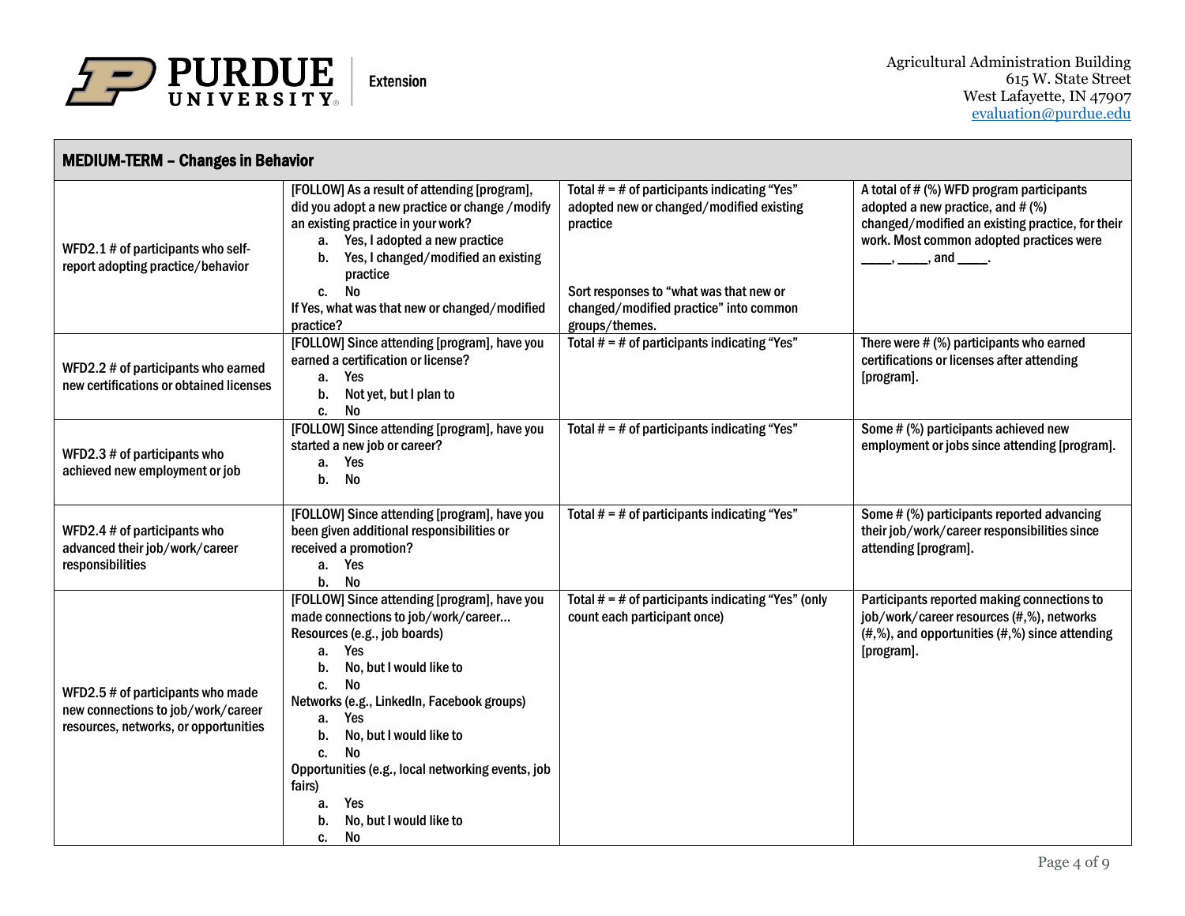| MEDIUM-TERM – Changes in Behavior | | | |
|---|---|---|---|
| WFD2.1 # of participants who self-report adopting practice/behavior | [FOLLOW] As a result of attending [program], did you adopt a new practice or change /modify an existing practice in your work?<br>a. Yes, I adopted a new practice<br>b. Yes, I changed/modified an existing practice<br>c. No<br>If Yes, what was that new or changed/modified practice? | Total # = # of participants indicating "Yes" adopted new or changed/modified existing practice<br><br>Sort responses to "what was that new or changed/modified practice" into common groups/themes. | A total of # (%) WFD program participants adopted a new practice, and # (%) changed/modified an existing practice, for their work. Most common adopted practices were ____, ____, and ____. |
| WFD2.2 # of participants who earned new certifications or obtained licenses | [FOLLOW] Since attending [program], have you earned a certification or license?<br>a. Yes<br>b. Not yet, but I plan to<br>c. No | Total # = # of participants indicating "Yes" | There were # (%) participants who earned certifications or licenses after attending [program]. |
| WFD2.3 # of participants who achieved new employment or job | [FOLLOW] Since attending [program], have you started a new job or career?<br>a. Yes<br>b. No | Total # = # of participants indicating "Yes" | Some # (%) participants achieved new employment or jobs since attending [program]. |
| WFD2.4 # of participants who advanced their job/work/career responsibilities | [FOLLOW] Since attending [program], have you been given additional responsibilities or received a promotion?<br>a. Yes<br>b. No | Total # = # of participants indicating "Yes" | Some # (%) participants reported advancing their job/work/career responsibilities since attending [program]. |
| WFD2.5 # of participants who made new connections to job/work/career resources, networks, or opportunities | [FOLLOW] Since attending [program], have you made connections to job/work/career...<br>Resources (e.g., job boards)<br>a. Yes<br>b. No, but I would like to<br>c. No<br>Networks (e.g., LinkedIn, Facebook groups)<br>a. Yes<br>b. No, but I would like to<br>c. No<br>Opportunities (e.g., local networking events, job fairs)<br>a. Yes<br>b. No, but I would like to<br>c. No | Total # = # of participants indicating "Yes" (only count each participant once) | Participants reported making connections to job/work/career resources (#,%), networks (#,%), and opportunities (#,%) since attending [program]. |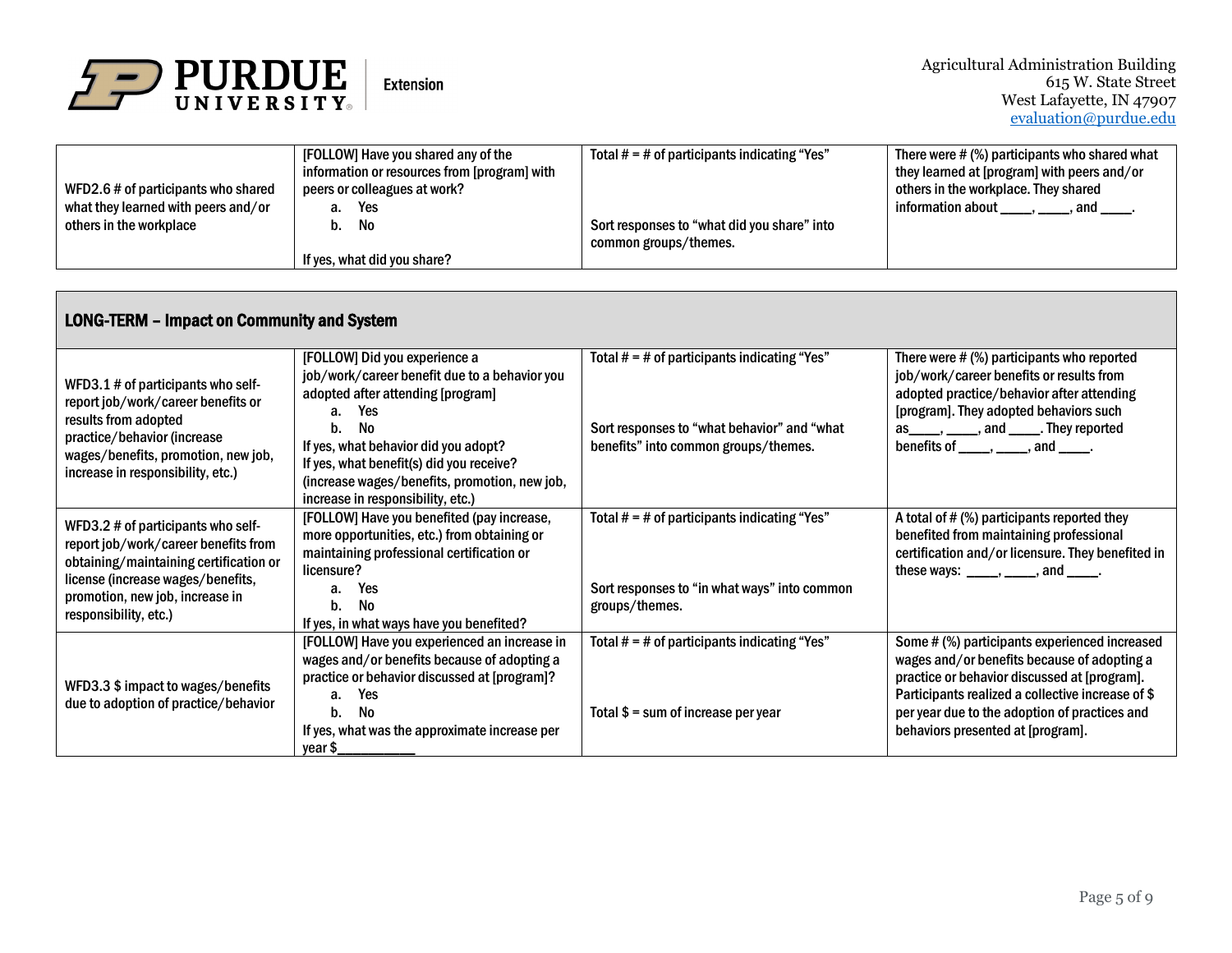| WFD2.6 # of participants who shared what they learned with peers and/or others in the workplace | [FOLLOW] Have you shared any of the information or resources from [program] with peers or colleagues at work?<br>a. Yes<br>b. No<br><br>If yes, what did you share? | Total # = # of participants indicating "Yes"<br><br>Sort responses to "what did you share" into common groups/themes. | There were # (%) participants who shared what they learned at [program] with peers and/or others in the workplace. They shared information about ____, ____, and ____. |
|---|---|---|---|

## LONG-TERM – Impact on Community and System

| | | | |
|---|---|---|---|
| WFD3.1 # of participants who self-report job/work/career benefits or results from adopted practice/behavior (increase wages/benefits, promotion, new job, increase in responsibility, etc.) | [FOLLOW] Did you experience a job/work/career benefit due to a behavior you adopted after attending [program]<br>a. Yes<br>b. No<br>If yes, what behavior did you adopt?<br>If yes, what benefit(s) did you receive? (increase wages/benefits, promotion, new job, increase in responsibility, etc.) | Total # = # of participants indicating "Yes"<br><br>Sort responses to "what behavior" and "what benefits" into common groups/themes. | There were # (%) participants who reported job/work/career benefits or results from adopted practice/behavior after attending [program]. They adopted behaviors such as____, ____, and ____. They reported benefits of ____, ____, and ____. |
| WFD3.2 # of participants who self-report job/work/career benefits from obtaining/maintaining certification or license (increase wages/benefits, promotion, new job, increase in responsibility, etc.) | [FOLLOW] Have you benefited (pay increase, more opportunities, etc.) from obtaining or maintaining professional certification or licensure?<br>a. Yes<br>b. No<br>If yes, in what ways have you benefited? | Total # = # of participants indicating "Yes"<br><br>Sort responses to "in what ways" into common groups/themes. | A total of # (%) participants reported they benefited from maintaining professional certification and/or licensure. They benefited in these ways: ____, ____, and ____. |
| WFD3.3 $ impact to wages/benefits due to adoption of practice/behavior | [FOLLOW] Have you experienced an increase in wages and/or benefits because of adopting a practice or behavior discussed at [program]?<br>a. Yes<br>b. No<br>If yes, what was the approximate increase per year $__________ | Total # = # of participants indicating "Yes"<br><br>Total $ = sum of increase per year | Some # (%) participants experienced increased wages and/or benefits because of adopting a practice or behavior discussed at [program]. Participants realized a collective increase of $ per year due to the adoption of practices and behaviors presented at [program]. |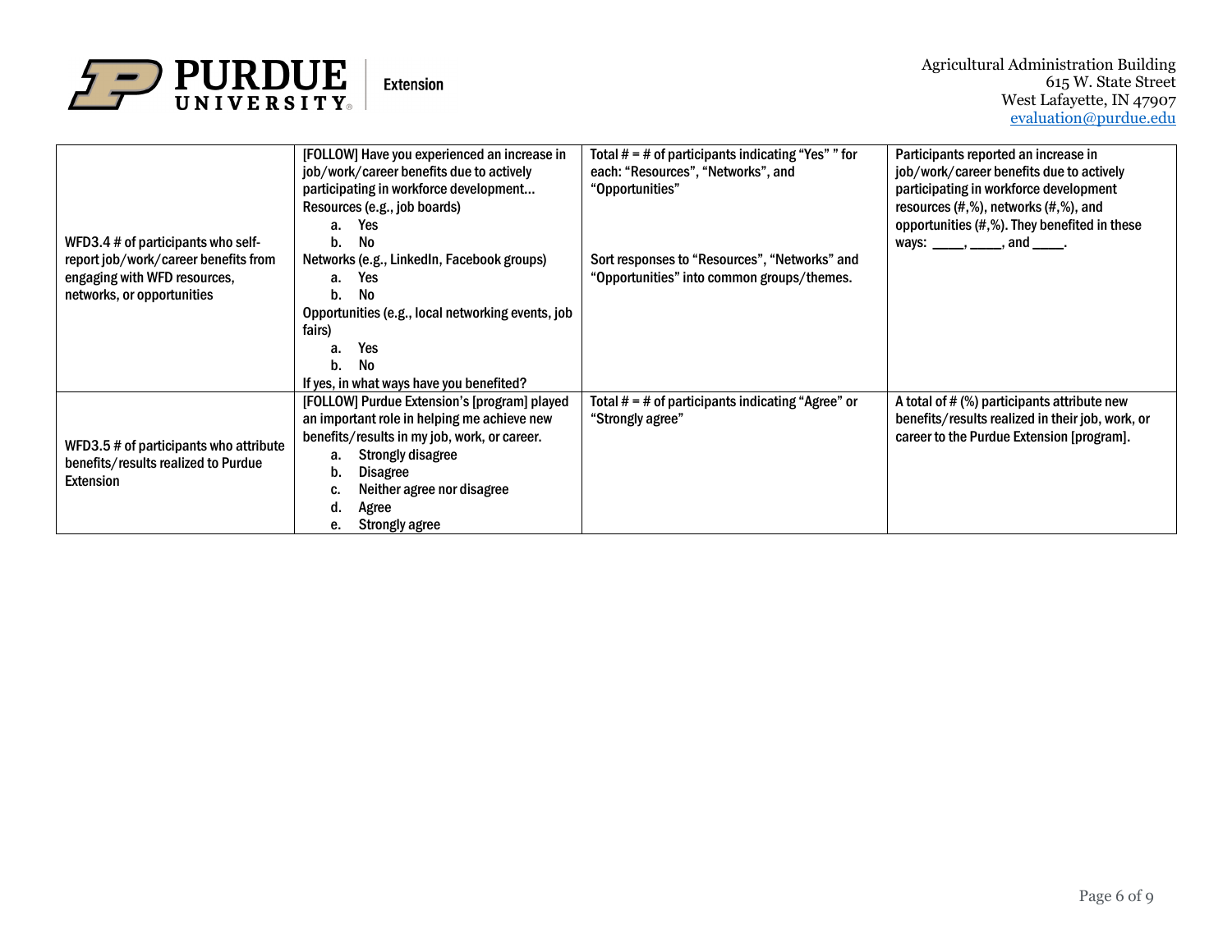Agricultural Administration Building
615 W. State Street
West Lafayette, IN 47907
evaluation@purdue.edu

| | | | |
|---|---|---|---|
| WFD3.4 # of participants who self-report job/work/career benefits from engaging with WFD resources, networks, or opportunities | [FOLLOW] Have you experienced an increase in job/work/career benefits due to actively participating in workforce development… Resources (e.g., job boards)<br>a. Yes<br>b. No<br>Networks (e.g., LinkedIn, Facebook groups)<br>a. Yes<br>b. No<br>Opportunities (e.g., local networking events, job fairs)<br>a. Yes<br>b. No<br>If yes, in what ways have you benefited? | Total # = # of participants indicating "Yes" " for each: "Resources", "Networks", and "Opportunities"<br><br>Sort responses to "Resources", "Networks" and "Opportunities" into common groups/themes. | Participants reported an increase in job/work/career benefits due to actively participating in workforce development resources (#,%), networks (#,%), and opportunities (#,%). They benefited in these ways: \_\_\_\_, \_\_\_\_, and \_\_\_\_. |
| WFD3.5 # of participants who attribute benefits/results realized to Purdue Extension | [FOLLOW] Purdue Extension's [program] played an important role in helping me achieve new benefits/results in my job, work, or career.<br>a. Strongly disagree<br>b. Disagree<br>c. Neither agree nor disagree<br>d. Agree<br>e. Strongly agree | Total # = # of participants indicating "Agree" or "Strongly agree" | A total of # (%) participants attribute new benefits/results realized in their job, work, or career to the Purdue Extension [program]. |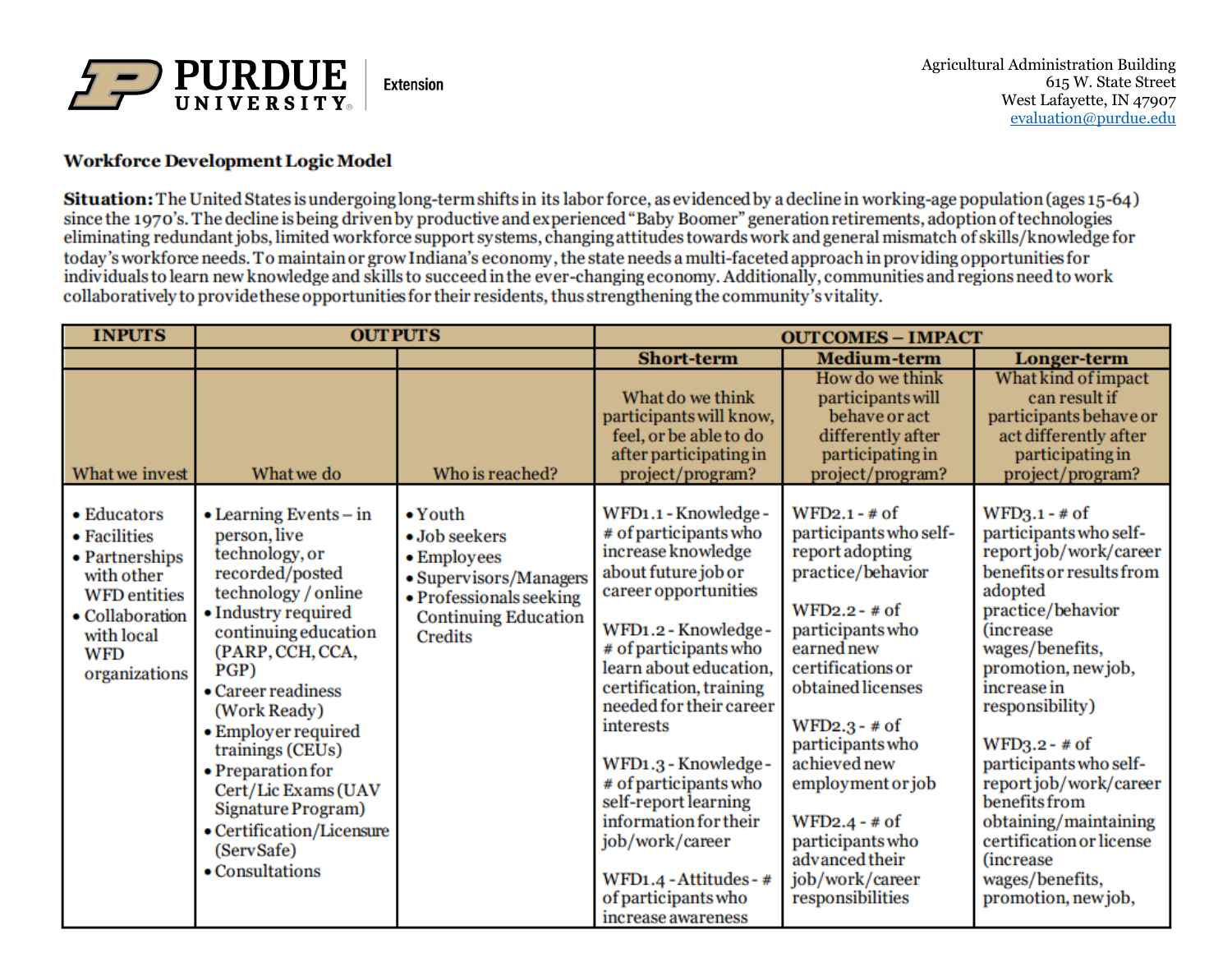Agricultural Administration Building
615 W. State Street
West Lafayette, IN 47907
evaluation@purdue.edu

## Workforce Development Logic Model

**Situation:** The United States is undergoing long-term shifts in its labor force, as evidenced by a decline in working-age population (ages 15-64) since the 1970's. The decline is being driven by productive and experienced "Baby Boomer" generation retirements, adoption of technologies eliminating redundant jobs, limited workforce support systems, changing attitudes towards work and general mismatch of skills/knowledge for today's workforce needs. To maintain or grow Indiana's economy, the state needs a multi-faceted approach in providing opportunities for individuals to learn new knowledge and skills to succeed in the ever-changing economy. Additionally, communities and regions need to work collaboratively to provide these opportunities for their residents, thus strengthening the community's vitality.

| INPUTS | OUTPUTS | | OUTCOMES – IMPACT | | |
|---|---|---|---|---|---|
| | | | Short-term | Medium-term | Longer-term |
| What we invest | What we do | Who is reached? | What do we think participants will know, feel, or be able to do after participating in project/program? | How do we think participants will behave or act differently after participating in project/program? | What kind of impact can result if participants behave or act differently after participating in project/program? |
| • Educators<br>• Facilities<br>• Partnerships with other WFD entities<br>• Collaboration with local WFD organizations | • Learning Events – in person, live technology, or recorded/posted technology / online<br>• Industry required continuing education (PARP, CCH, CCA, PGP)<br>• Career readiness (Work Ready)<br>• Employer required trainings (CEUs)<br>• Preparation for Cert/Lic Exams (UAV Signature Program)<br>• Certification/Licensure (ServSafe)<br>• Consultations | • Youth<br>• Job seekers<br>• Employees<br>• Supervisors/Managers<br>• Professionals seeking Continuing Education Credits | WFD1.1 - Knowledge - # of participants who increase knowledge about future job or career opportunities<br><br>WFD1.2 - Knowledge - # of participants who learn about education, certification, training needed for their career interests<br><br>WFD1.3 - Knowledge - # of participants who self-report learning information for their job/work/career<br><br>WFD1.4 - Attitudes - # of participants who increase awareness | WFD2.1 - # of participants who self-report adopting practice/behavior<br><br>WFD2.2 - # of participants who earned new certifications or obtained licenses<br><br>WFD2.3 - # of participants who achieved new employment or job<br><br>WFD2.4 - # of participants who advanced their job/work/career responsibilities | WFD3.1 - # of participants who self-report job/work/career benefits or results from adopted practice/behavior (increase wages/benefits, promotion, new job, increase in responsibility)<br><br>WFD3.2 - # of participants who self-report job/work/career benefits from obtaining/maintaining certification or license (increase wages/benefits, promotion, new job, |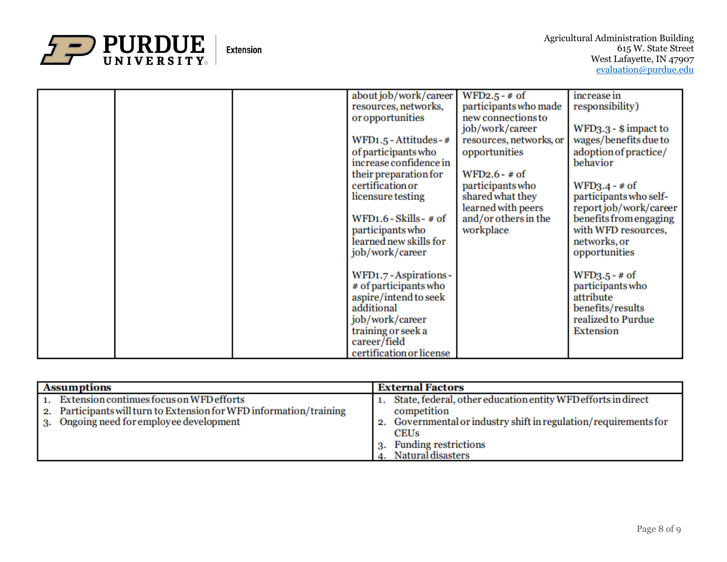| | | | | | |
|---|---|---|---|---|---|
| | | | about job/work/career resources, networks, or opportunities<br><br>WFD1.5 - Attitudes - # of participants who increase confidence in their preparation for certification or licensure testing<br><br>WFD1.6 - Skills - # of participants who learned new skills for job/work/career<br><br>WFD1.7 - Aspirations - # of participants who aspire/intend to seek additional job/work/career training or seek a career/field certification or license | WFD2.5 - # of participants who made new connections to job/work/career resources, networks, or opportunities<br><br>WFD2.6 - # of participants who shared what they learned with peers and/or others in the workplace | increase in responsibility)<br><br>WFD3.3 - $ impact to wages/benefits due to adoption of practice/ behavior<br><br>WFD3.4 - # of participants who self-report job/work/career benefits from engaging with WFD resources, networks, or opportunities<br><br>WFD3.5 - # of participants who attribute benefits/results realized to Purdue Extension |

| **Assumptions** | **External Factors** |
|---|---|
| 1. Extension continues focus on WFD efforts<br>2. Participants will turn to Extension for WFD information/training<br>3. Ongoing need for employee development | 1. State, federal, other education entity WFD efforts in direct competition<br>2. Governmental or industry shift in regulation/requirements for CEUs<br>3. Funding restrictions<br>4. Natural disasters |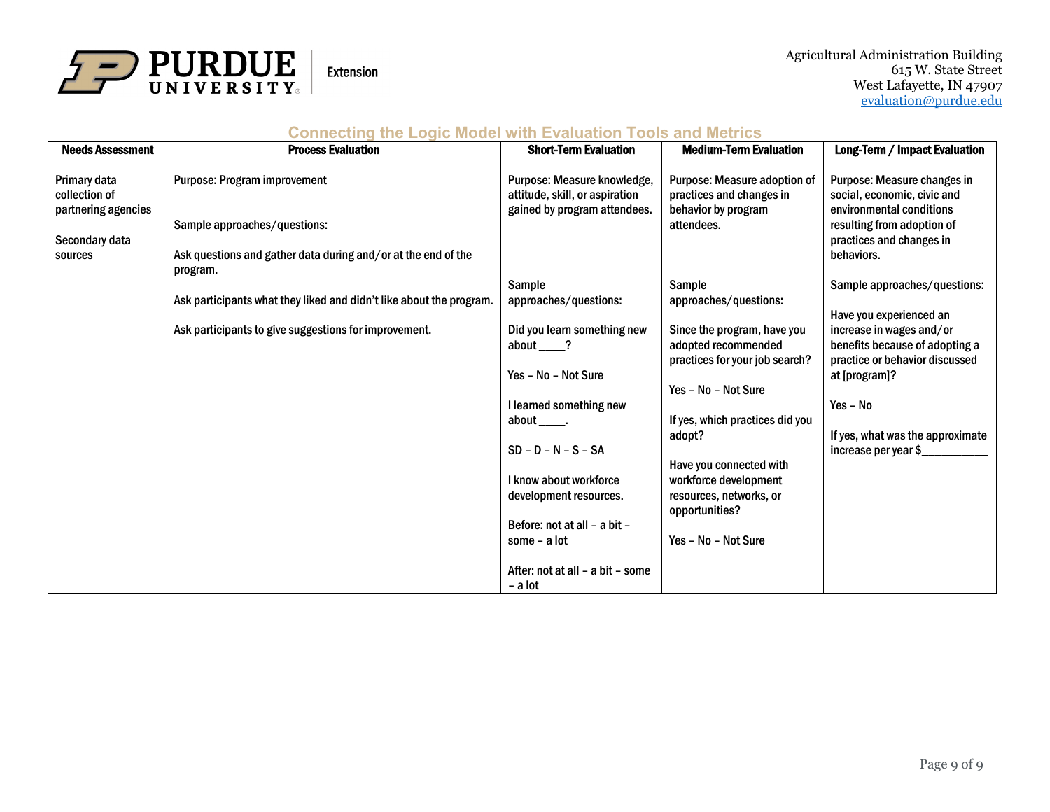Agricultural Administration Building
615 W. State Street
West Lafayette, IN 47907
evaluation@purdue.edu

## Connecting the Logic Model with Evaluation Tools and Metrics

| **Needs Assessment** | **Process Evaluation** | **Short-Term Evaluation** | **Medium-Term Evaluation** | **Long-Term / Impact Evaluation** |
|---|---|---|---|---|
| Primary data collection of partnering agencies<br><br>Secondary data sources | Purpose: Program improvement<br><br>Sample approaches/questions:<br><br>Ask questions and gather data during and/or at the end of the program.<br><br>Ask participants what they liked and didn't like about the program.<br><br>Ask participants to give suggestions for improvement. | Purpose: Measure knowledge, attitude, skill, or aspiration gained by program attendees.<br><br>Sample approaches/questions:<br><br>Did you learn something new about ____?<br><br>Yes – No – Not Sure<br><br>I learned something new about ____.<br><br>SD – D – N – S – SA<br><br>I know about workforce development resources.<br><br>Before: not at all – a bit – some – a lot<br><br>After: not at all – a bit – some – a lot | Purpose: Measure adoption of practices and changes in behavior by program attendees.<br><br>Sample approaches/questions:<br><br>Since the program, have you adopted recommended practices for your job search?<br><br>Yes – No – Not Sure<br><br>If yes, which practices did you adopt?<br><br>Have you connected with workforce development resources, networks, or opportunities?<br><br>Yes – No – Not Sure | Purpose: Measure changes in social, economic, civic and environmental conditions resulting from adoption of practices and changes in behaviors.<br><br>Sample approaches/questions:<br><br>Have you experienced an increase in wages and/or benefits because of adopting a practice or behavior discussed at [program]?<br><br>Yes – No<br><br>If yes, what was the approximate increase per year $__________ |